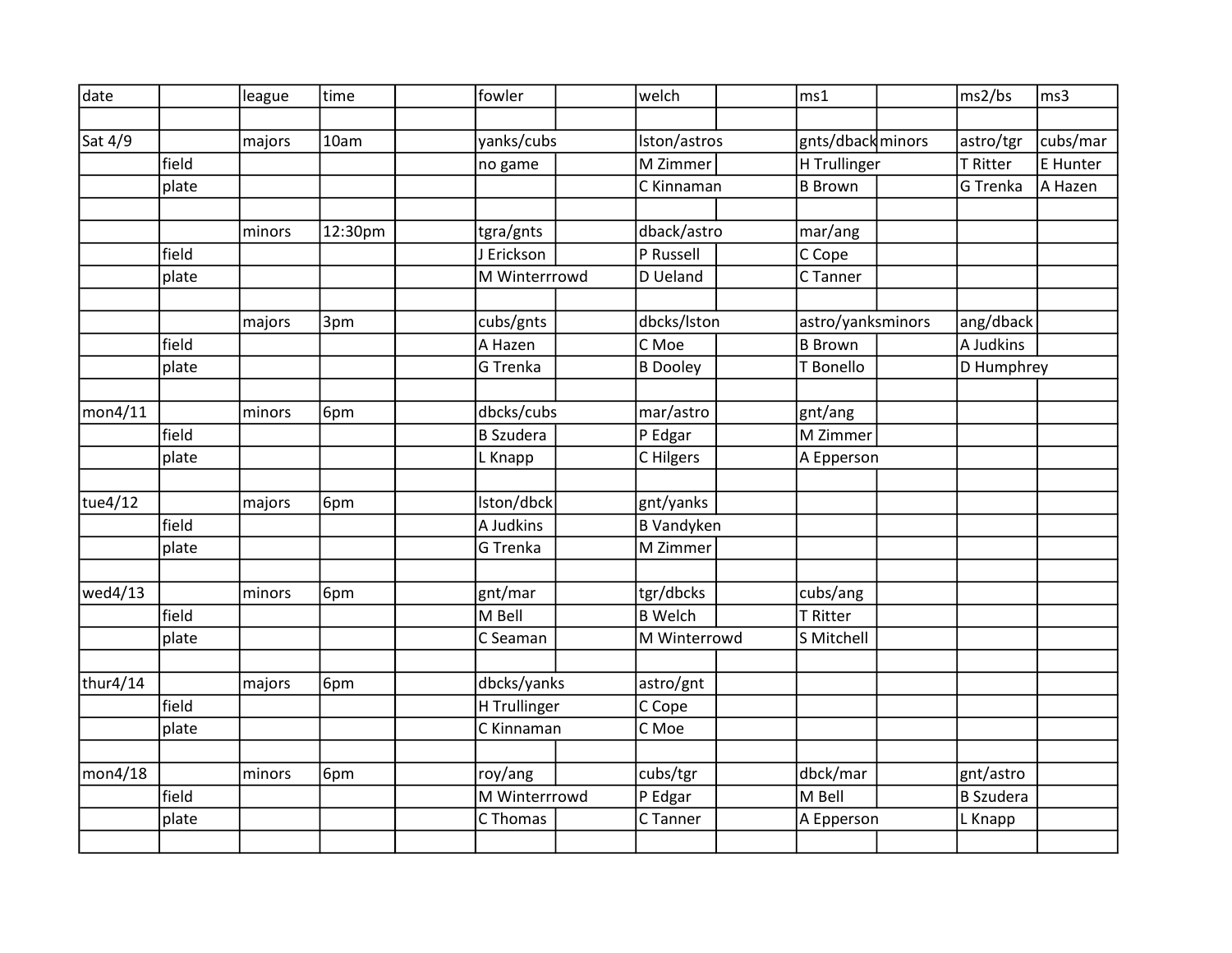| date | | league | time | | fowler | | welch | | ms1 | | ms2/bs | ms3 |
|---|---|---|---|---|---|---|---|---|---|---|---|---|
| | | | | | | | | | | | | |
| Sat 4/9 | | majors | 10am | | yanks/cubs | | lston/astros | | gnts/dback | minors | astro/tgr | cubs/mar |
| | field | | | | no game | | M Zimmer | | H Trullinger | | T Ritter | E Hunter |
| | plate | | | | | | C Kinnaman | | B Brown | | G Trenka | A Hazen |
| | | | | | | | | | | | | |
| | | minors | 12:30pm | | tgra/gnts | | dback/astro | | mar/ang | | | |
| | field | | | | J Erickson | | P Russell | | C Cope | | | |
| | plate | | | | M Winterrowd | | D Ueland | | C Tanner | | | |
| | | | | | | | | | | | | |
| | | majors | 3pm | | cubs/gnts | | dbcks/lston | | astro/yanks | minors | ang/dback | |
| | field | | | | A Hazen | | C Moe | | B Brown | | A Judkins | |
| | plate | | | | G Trenka | | B Dooley | | T Bonello | | D Humphrey | |
| | | | | | | | | | | | | |
| mon4/11 | | minors | 6pm | | dbcks/cubs | | mar/astro | | gnt/ang | | | |
| | field | | | | B Szudera | | P Edgar | | M Zimmer | | | |
| | plate | | | | L Knapp | | C Hilgers | | A Epperson | | | |
| | | | | | | | | | | | | |
| tue4/12 | | majors | 6pm | | lston/dbck | | gnt/yanks | | | | | |
| | field | | | | A Judkins | | B Vandyken | | | | | |
| | plate | | | | G Trenka | | M Zimmer | | | | | |
| | | | | | | | | | | | | |
| wed4/13 | | minors | 6pm | | gnt/mar | | tgr/dbcks | | cubs/ang | | | |
| | field | | | | M Bell | | B Welch | | T Ritter | | | |
| | plate | | | | C Seaman | | M Winterrowd | | S Mitchell | | | |
| | | | | | | | | | | | | |
| thur4/14 | | majors | 6pm | | dbcks/yanks | | astro/gnt | | | | | |
| | field | | | | H Trullinger | | C Cope | | | | | |
| | plate | | | | C Kinnaman | | C Moe | | | | | |
| | | | | | | | | | | | | |
| mon4/18 | | minors | 6pm | | roy/ang | | cubs/tgr | | dbck/mar | | gnt/astro | |
| | field | | | | M Winterrrowd | | P Edgar | | M Bell | | B Szudera | |
| | plate | | | | C Thomas | | C Tanner | | A Epperson | | L Knapp | |
| | | | | | | | | | | | | |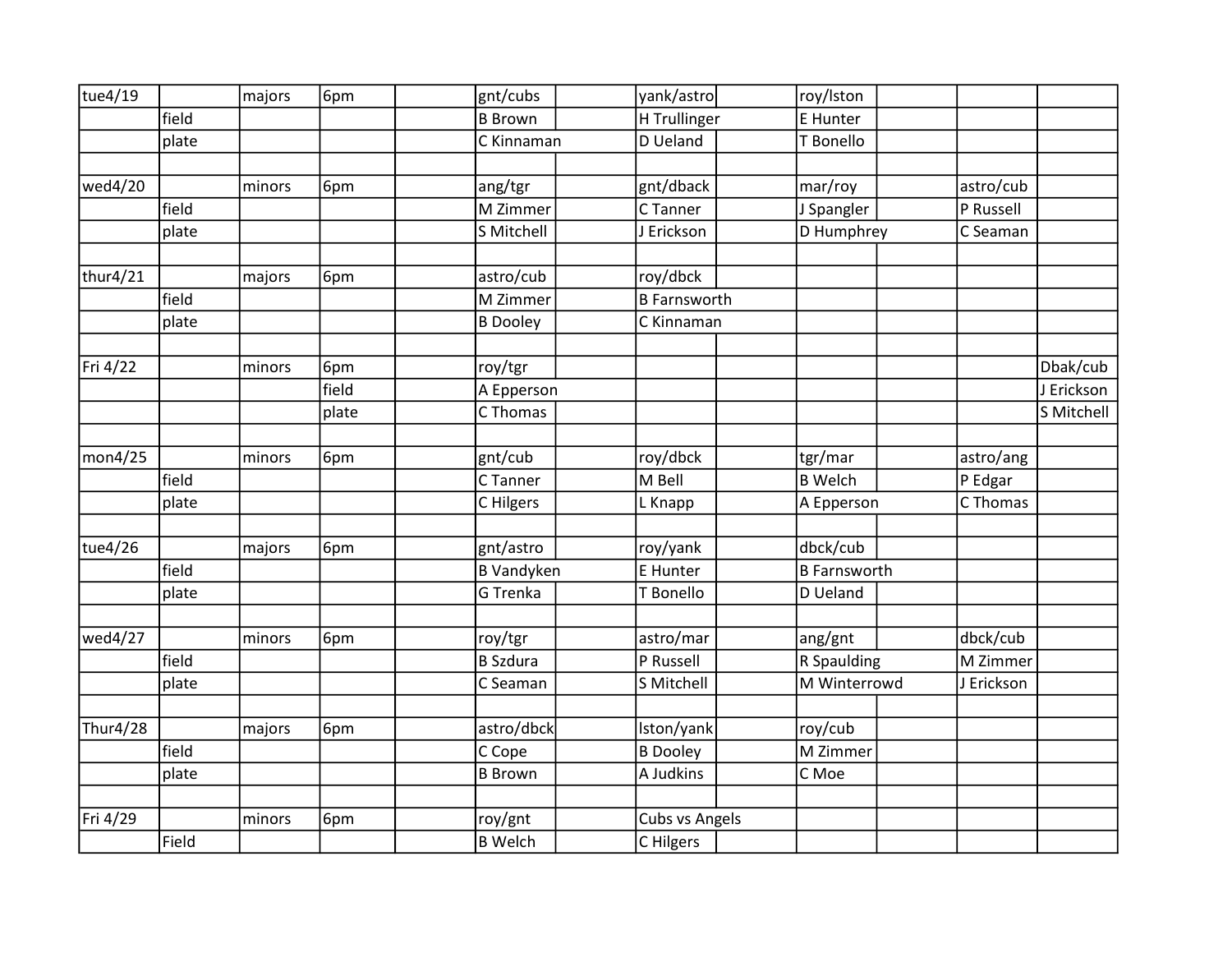| | | | | | | | | | | | | |
|---|---|---|---|---|---|---|---|---|---|---|---|---|
| tue4/19 | | majors | 6pm | | gnt/cubs | | yank/astro | | roy/lston | | | |
| | field | | | | B Brown | | H Trullinger | | E Hunter | | | |
| | plate | | | | C Kinnaman | | D Ueland | | T Bonello | | | |
| | | | | | | | | | | | | |
| wed4/20 | | minors | 6pm | | ang/tgr | | gnt/dback | | mar/roy | | astro/cub | |
| | field | | | | M Zimmer | | C Tanner | | J Spangler | | P Russell | |
| | plate | | | | S Mitchell | | J Erickson | | D Humphrey | | C Seaman | |
| | | | | | | | | | | | | |
| thur4/21 | | majors | 6pm | | astro/cub | | roy/dbck | | | | | |
| | field | | | | M Zimmer | | B Farnsworth | | | | | |
| | plate | | | | B Dooley | | C Kinnaman | | | | | |
| | | | | | | | | | | | | |
| Fri 4/22 | | minors | 6pm | | roy/tgr | | | | | | | Dbak/cub |
| | | | field | | A Epperson | | | | | | | J Erickson |
| | | | plate | | C Thomas | | | | | | | S Mitchell |
| | | | | | | | | | | | | |
| mon4/25 | | minors | 6pm | | gnt/cub | | roy/dbck | | tgr/mar | | astro/ang | |
| | field | | | | C Tanner | | M Bell | | B Welch | | P Edgar | |
| | plate | | | | C Hilgers | | L Knapp | | A Epperson | | C Thomas | |
| | | | | | | | | | | | | |
| tue4/26 | | majors | 6pm | | gnt/astro | | roy/yank | | dbck/cub | | | |
| | field | | | | B Vandyken | | E Hunter | | B Farnsworth | | | |
| | plate | | | | G Trenka | | T Bonello | | D Ueland | | | |
| | | | | | | | | | | | | |
| wed4/27 | | minors | 6pm | | roy/tgr | | astro/mar | | ang/gnt | | dbck/cub | |
| | field | | | | B Szdura | | P Russell | | R Spaulding | | M Zimmer | |
| | plate | | | | C Seaman | | S Mitchell | | M Winterrowd | | J Erickson | |
| | | | | | | | | | | | | |
| Thur4/28 | | majors | 6pm | | astro/dbck | | lston/yank | | roy/cub | | | |
| | field | | | | C Cope | | B Dooley | | M Zimmer | | | |
| | plate | | | | B Brown | | A Judkins | | C Moe | | | |
| | | | | | | | | | | | | |
| Fri 4/29 | | minors | 6pm | | roy/gnt | | Cubs vs Angels | | | | | |
| | Field | | | | B Welch | | C Hilgers | | | | | |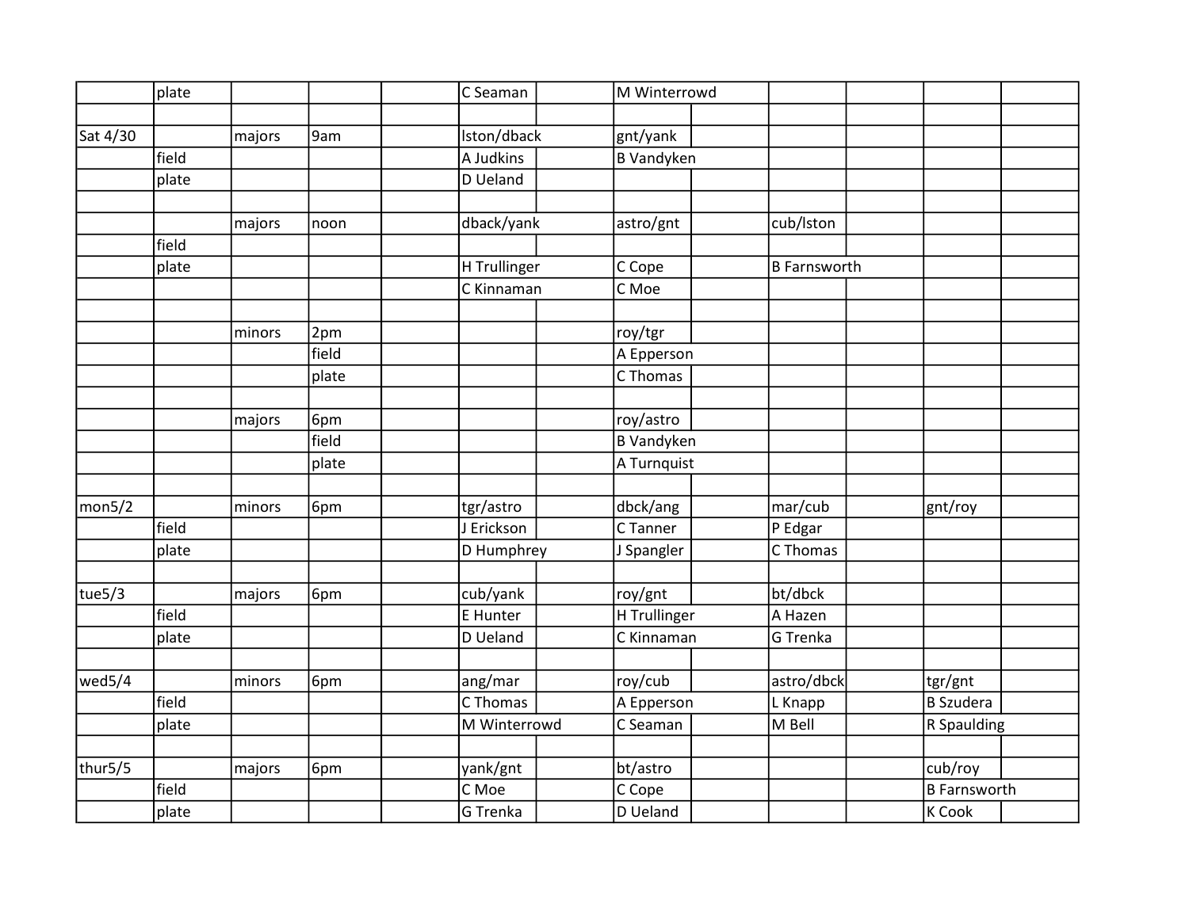| | | | | | | | | | | | | |
|---|---|---|---|---|---|---|---|---|---|---|---|---|
| | plate | | | | C Seaman | | M Winterrowd | | | | | |
| | | | | | | | | | | | | |
| Sat 4/30 | | majors | 9am | | lston/dback | | gnt/yank | | | | | |
| | field | | | | A Judkins | | B Vandyken | | | | | |
| | plate | | | | D Ueland | | | | | | | |
| | | | | | | | | | | | | |
| | | majors | noon | | dback/yank | | astro/gnt | | cub/lston | | | |
| | field | | | | | | | | | | | |
| | plate | | | | H Trullinger | | C Cope | | B Farnsworth | | | |
| | | | | | C Kinnaman | | C Moe | | | | | |
| | | | | | | | | | | | | |
| | | minors | 2pm | | | | roy/tgr | | | | | |
| | | | field | | | | A Epperson | | | | | |
| | | | plate | | | | C Thomas | | | | | |
| | | | | | | | | | | | | |
| | | majors | 6pm | | | | roy/astro | | | | | |
| | | | field | | | | B Vandyken | | | | | |
| | | | plate | | | | A Turnquist | | | | | |
| | | | | | | | | | | | | |
| mon5/2 | | minors | 6pm | | tgr/astro | | dbck/ang | | mar/cub | | gnt/roy | |
| | field | | | | J Erickson | | C Tanner | | P Edgar | | | |
| | plate | | | | D Humphrey | | J Spangler | | C Thomas | | | |
| | | | | | | | | | | | | |
| tue5/3 | | majors | 6pm | | cub/yank | | roy/gnt | | bt/dbck | | | |
| | field | | | | E Hunter | | H Trullinger | | A Hazen | | | |
| | plate | | | | D Ueland | | C Kinnaman | | G Trenka | | | |
| | | | | | | | | | | | | |
| wed5/4 | | minors | 6pm | | ang/mar | | roy/cub | | astro/dbck | | tgr/gnt | |
| | field | | | | C Thomas | | A Epperson | | L Knapp | | B Szudera | |
| | plate | | | | M Winterrowd | | C Seaman | | M Bell | | R Spaulding | |
| | | | | | | | | | | | | |
| thur5/5 | | majors | 6pm | | yank/gnt | | bt/astro | | | | cub/roy | |
| | field | | | | C Moe | | C Cope | | | | B Farnsworth | |
| | plate | | | | G Trenka | | D Ueland | | | | K Cook | |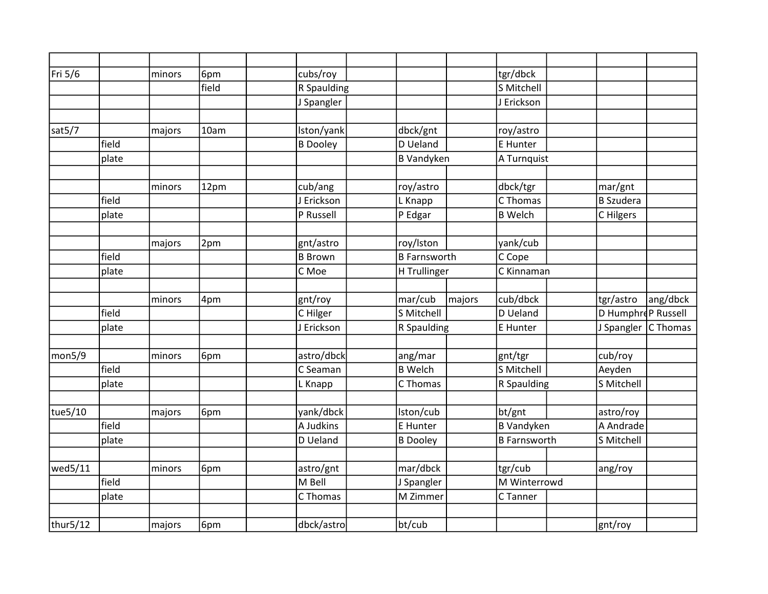| | | | | | | | | | | | | |
|---|---|---|---|---|---|---|---|---|---|---|---|---|
| Fri 5/6 | | minors | 6pm | | cubs/roy | | | | tgr/dbck | | | |
| | | | field | | R Spaulding | | | | S Mitchell | | | |
| | | | | | J Spangler | | | | J Erickson | | | |
| | | | | | | | | | | | | |
| sat5/7 | | majors | 10am | | lston/yank | | dbck/gnt | | roy/astro | | | |
| | field | | | | B Dooley | | D Ueland | | E Hunter | | | |
| | plate | | | | | | B Vandyken | | A Turnquist | | | |
| | | | | | | | | | | | | |
| | | minors | 12pm | | cub/ang | | roy/astro | | dbck/tgr | | mar/gnt | |
| | field | | | | J Erickson | | L Knapp | | C Thomas | | B Szudera | |
| | plate | | | | P Russell | | P Edgar | | B Welch | | C Hilgers | |
| | | | | | | | | | | | | |
| | | majors | 2pm | | gnt/astro | | roy/lston | | yank/cub | | | |
| | field | | | | B Brown | | B Farnsworth | | C Cope | | | |
| | plate | | | | C Moe | | H Trullinger | | C Kinnaman | | | |
| | | | | | | | | | | | | |
| | | minors | 4pm | | gnt/roy | | mar/cub | majors | cub/dbck | | tgr/astro | ang/dbck |
| | field | | | | C Hilger | | S Mitchell | | D Ueland | | D Humphre | P Russell |
| | plate | | | | J Erickson | | R Spaulding | | E Hunter | | J Spangler | C Thomas |
| | | | | | | | | | | | | |
| mon5/9 | | minors | 6pm | | astro/dbck | | ang/mar | | gnt/tgr | | cub/roy | |
| | field | | | | C Seaman | | B Welch | | S Mitchell | | Aeyden | |
| | plate | | | | L Knapp | | C Thomas | | R Spaulding | | S Mitchell | |
| | | | | | | | | | | | | |
| tue5/10 | | majors | 6pm | | yank/dbck | | lston/cub | | bt/gnt | | astro/roy | |
| | field | | | | A Judkins | | E Hunter | | B Vandyken | | A Andrade | |
| | plate | | | | D Ueland | | B Dooley | | B Farnsworth | | S Mitchell | |
| | | | | | | | | | | | | |
| wed5/11 | | minors | 6pm | | astro/gnt | | mar/dbck | | tgr/cub | | ang/roy | |
| | field | | | | M Bell | | J Spangler | | M Winterrowd | | | |
| | plate | | | | C Thomas | | M Zimmer | | C Tanner | | | |
| | | | | | | | | | | | | |
| thur5/12 | | majors | 6pm | | dbck/astro | | bt/cub | | | | gnt/roy | |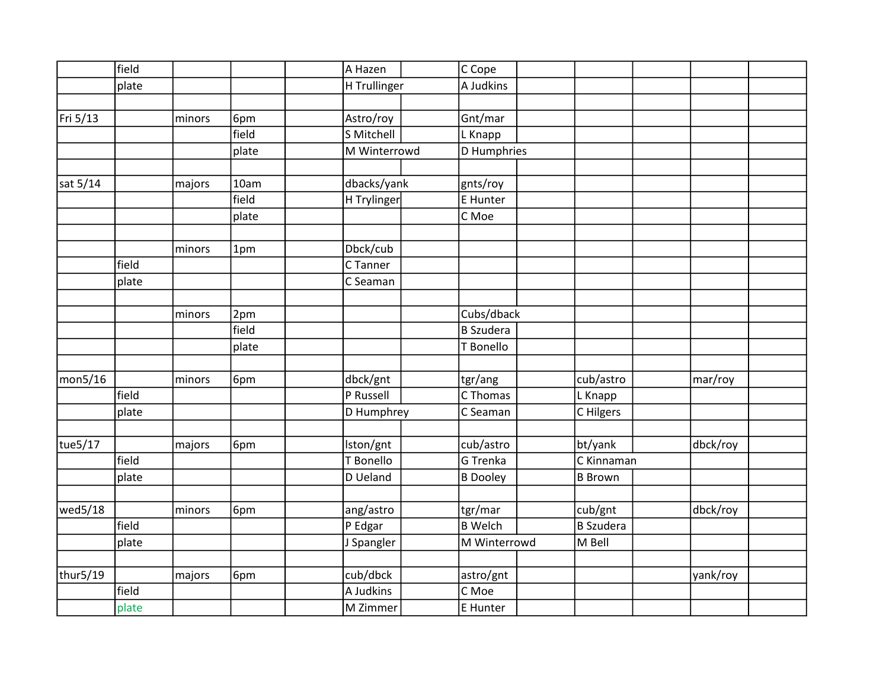| | | | | | | | | | | | | |
|---|---|---|---|---|---|---|---|---|---|---|---|---|
| | field | | | | A Hazen | | C Cope | | | | | |
| | plate | | | | H Trullinger | | A Judkins | | | | | |
| | | | | | | | | | | | | |
| Fri 5/13 | | minors | 6pm | | Astro/roy | | Gnt/mar | | | | | |
| | | | field | | S Mitchell | | L Knapp | | | | | |
| | | | plate | | M Winterrowd | | D Humphries | | | | | |
| | | | | | | | | | | | | |
| sat 5/14 | | majors | 10am | | dbacks/yank | | gnts/roy | | | | | |
| | | | field | | H Trylinger | | E Hunter | | | | | |
| | | | plate | | | | C Moe | | | | | |
| | | | | | | | | | | | | |
| | | minors | 1pm | | Dbck/cub | | | | | | | |
| | field | | | | C Tanner | | | | | | | |
| | plate | | | | C Seaman | | | | | | | |
| | | | | | | | | | | | | |
| | | minors | 2pm | | | | Cubs/dback | | | | | |
| | | | field | | | | B Szudera | | | | | |
| | | | plate | | | | T Bonello | | | | | |
| | | | | | | | | | | | | |
| mon5/16 | | minors | 6pm | | dbck/gnt | | tgr/ang | | cub/astro | | mar/roy | |
| | field | | | | P Russell | | C Thomas | | L Knapp | | | |
| | plate | | | | D Humphrey | | C Seaman | | C Hilgers | | | |
| | | | | | | | | | | | | |
| tue5/17 | | majors | 6pm | | lston/gnt | | cub/astro | | bt/yank | | dbck/roy | |
| | field | | | | T Bonello | | G Trenka | | C Kinnaman | | | |
| | plate | | | | D Ueland | | B Dooley | | B Brown | | | |
| | | | | | | | | | | | | |
| wed5/18 | | minors | 6pm | | ang/astro | | tgr/mar | | cub/gnt | | dbck/roy | |
| | field | | | | P Edgar | | B Welch | | B Szudera | | | |
| | plate | | | | J Spangler | | M Winterrowd | | M Bell | | | |
| | | | | | | | | | | | | |
| thur5/19 | | majors | 6pm | | cub/dbck | | astro/gnt | | | | yank/roy | |
| | field | | | | A Judkins | | C Moe | | | | | |
| | plate | | | | M Zimmer | | E Hunter | | | | | |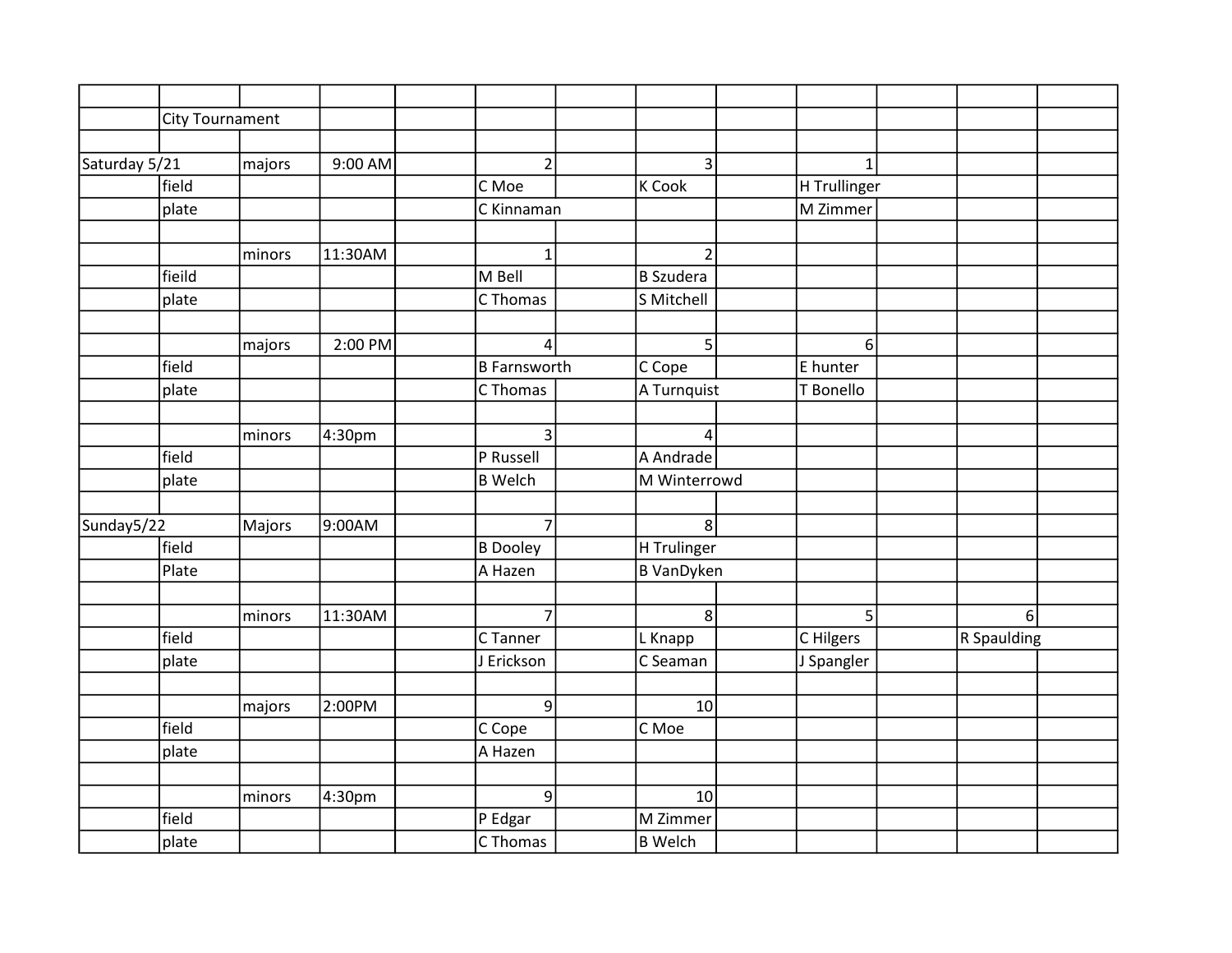| | | | | | | | | | | | | |
|---|---|---|---|---|---|---|---|---|---|---|---|---|
| | City Tournament | | | | | | | | | | | |
| | | | | | | | | | | | | |
| Saturday 5/21 | | majors | 9:00 AM | | 2 | | 3 | | 1 | | | |
| | field | | | | C Moe | | K Cook | | H Trullinger | | | |
| | plate | | | | C Kinnaman | | | | M Zimmer | | | |
| | | | | | | | | | | | | |
| | | minors | 11:30AM | | 1 | | 2 | | | | | |
| | fieild | | | | M Bell | | B Szudera | | | | | |
| | plate | | | | C Thomas | | S Mitchell | | | | | |
| | | | | | | | | | | | | |
| | | majors | 2:00 PM | | 4 | | 5 | | 6 | | | |
| | field | | | | B Farnsworth | | C Cope | | E hunter | | | |
| | plate | | | | C Thomas | | A Turnquist | | T Bonello | | | |
| | | | | | | | | | | | | |
| | | minors | 4:30pm | | 3 | | 4 | | | | | |
| | field | | | | P Russell | | A Andrade | | | | | |
| | plate | | | | B Welch | | M Winterrowd | | | | | |
| | | | | | | | | | | | | |
| Sunday5/22 | | Majors | 9:00AM | | 7 | | 8 | | | | | |
| | field | | | | B Dooley | | H Trulinger | | | | | |
| | Plate | | | | A Hazen | | B VanDyken | | | | | |
| | | | | | | | | | | | | |
| | | minors | 11:30AM | | 7 | | 8 | | 5 | | 6 | |
| | field | | | | C Tanner | | L Knapp | | C Hilgers | | R Spaulding | |
| | plate | | | | J Erickson | | C Seaman | | J Spangler | | | |
| | | | | | | | | | | | | |
| | | majors | 2:00PM | | 9 | | 10 | | | | | |
| | field | | | | C Cope | | C Moe | | | | | |
| | plate | | | | A Hazen | | | | | | | |
| | | | | | | | | | | | | |
| | | minors | 4:30pm | | 9 | | 10 | | | | | |
| | field | | | | P Edgar | | M Zimmer | | | | | |
| | plate | | | | C Thomas | | B Welch | | | | | |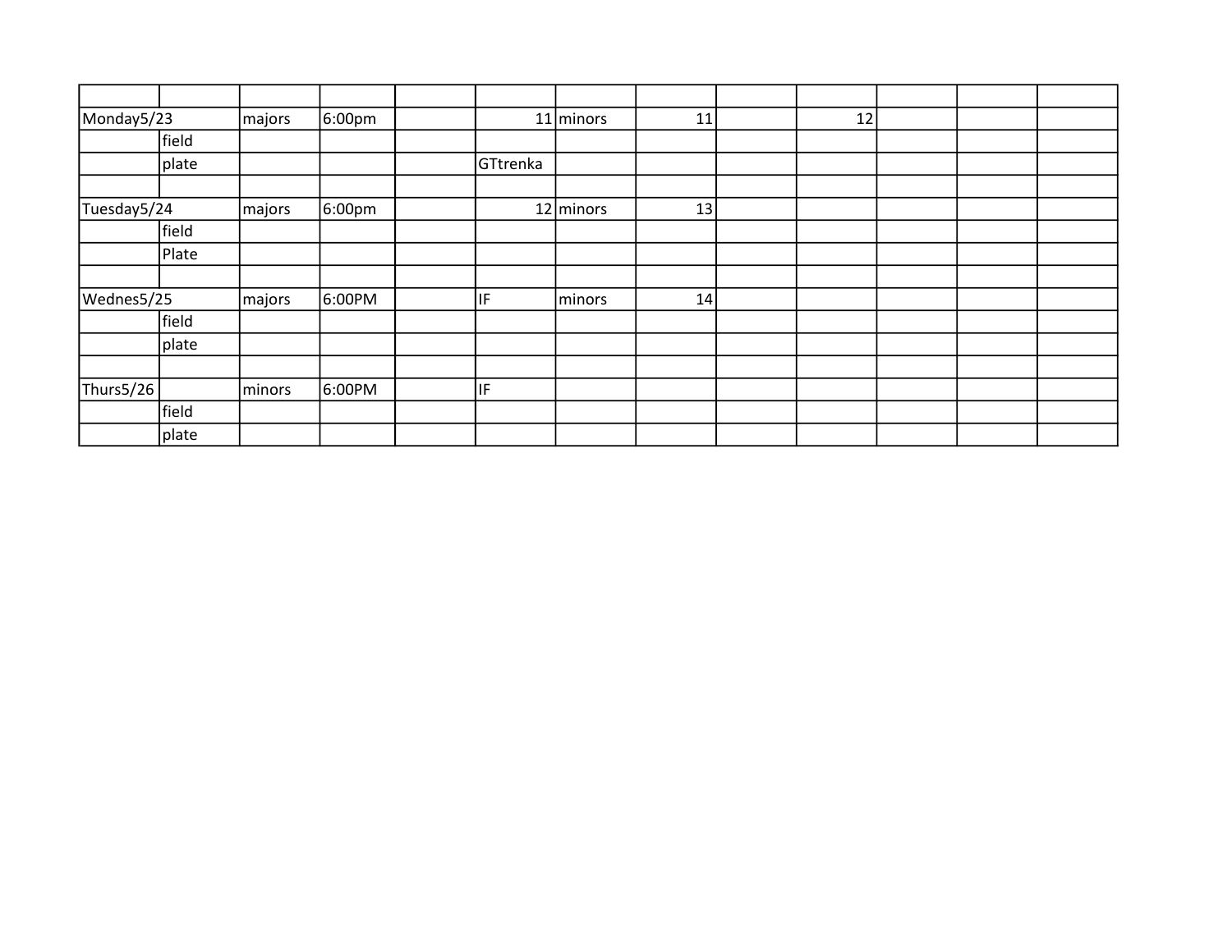| | | | | | | | | | | | | |
|---|---|---|---|---|---|---|---|---|---|---|---|---|
| Monday5/23 | | majors | 6:00pm | | 11 | minors | 11 | | 12 | | | |
| | field | | | | | | | | | | | |
| | plate | | | | GTtrenka | | | | | | | |
| | | | | | | | | | | | | |
| Tuesday5/24 | | majors | 6:00pm | | 12 | minors | 13 | | | | | |
| | field | | | | | | | | | | | |
| | Plate | | | | | | | | | | | |
| | | | | | | | | | | | | |
| Wednes5/25 | | majors | 6:00PM | | IF | minors | 14 | | | | | |
| | field | | | | | | | | | | | |
| | plate | | | | | | | | | | | |
| | | | | | | | | | | | | |
| Thurs5/26 | | minors | 6:00PM | | IF | | | | | | | |
| | field | | | | | | | | | | | |
| | plate | | | | | | | | | | | |